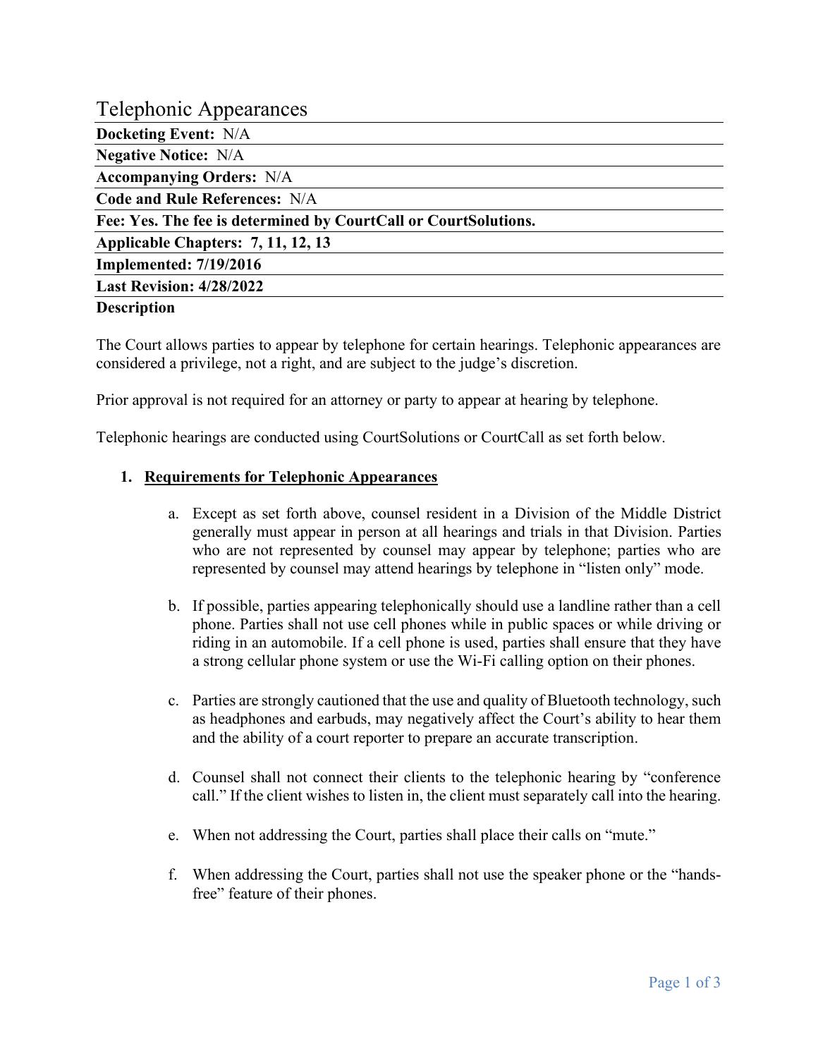# Telephonic Appearances

**Docketing Event:** N/A

**Negative Notice:** N/A

**Accompanying Orders:** N/A

**Code and Rule References:** N/A

**Fee: Yes. The fee is determined by CourtCall or CourtSolutions.**

**Applicable Chapters: 7, 11, 12, 13**

**Implemented: 7/19/2016**

**Last Revision: 4/28/2022**

**Description**

The Court allows parties to appear by telephone for certain hearings. Telephonic appearances are considered a privilege, not a right, and are subject to the judge's discretion.

Prior approval is not required for an attorney or party to appear at hearing by telephone.

Telephonic hearings are conducted using CourtSolutions or CourtCall as set forth below.

1. **Requirements for Telephonic Appearances**

   a. Except as set forth above, counsel resident in a Division of the Middle District generally must appear in person at all hearings and trials in that Division. Parties who are not represented by counsel may appear by telephone; parties who are represented by counsel may attend hearings by telephone in "listen only" mode.

   b. If possible, parties appearing telephonically should use a landline rather than a cell phone. Parties shall not use cell phones while in public spaces or while driving or riding in an automobile. If a cell phone is used, parties shall ensure that they have a strong cellular phone system or use the Wi-Fi calling option on their phones.

   c. Parties are strongly cautioned that the use and quality of Bluetooth technology, such as headphones and earbuds, may negatively affect the Court's ability to hear them and the ability of a court reporter to prepare an accurate transcription.

   d. Counsel shall not connect their clients to the telephonic hearing by "conference call." If the client wishes to listen in, the client must separately call into the hearing.

   e. When not addressing the Court, parties shall place their calls on "mute."

   f. When addressing the Court, parties shall not use the speaker phone or the "hands-free" feature of their phones.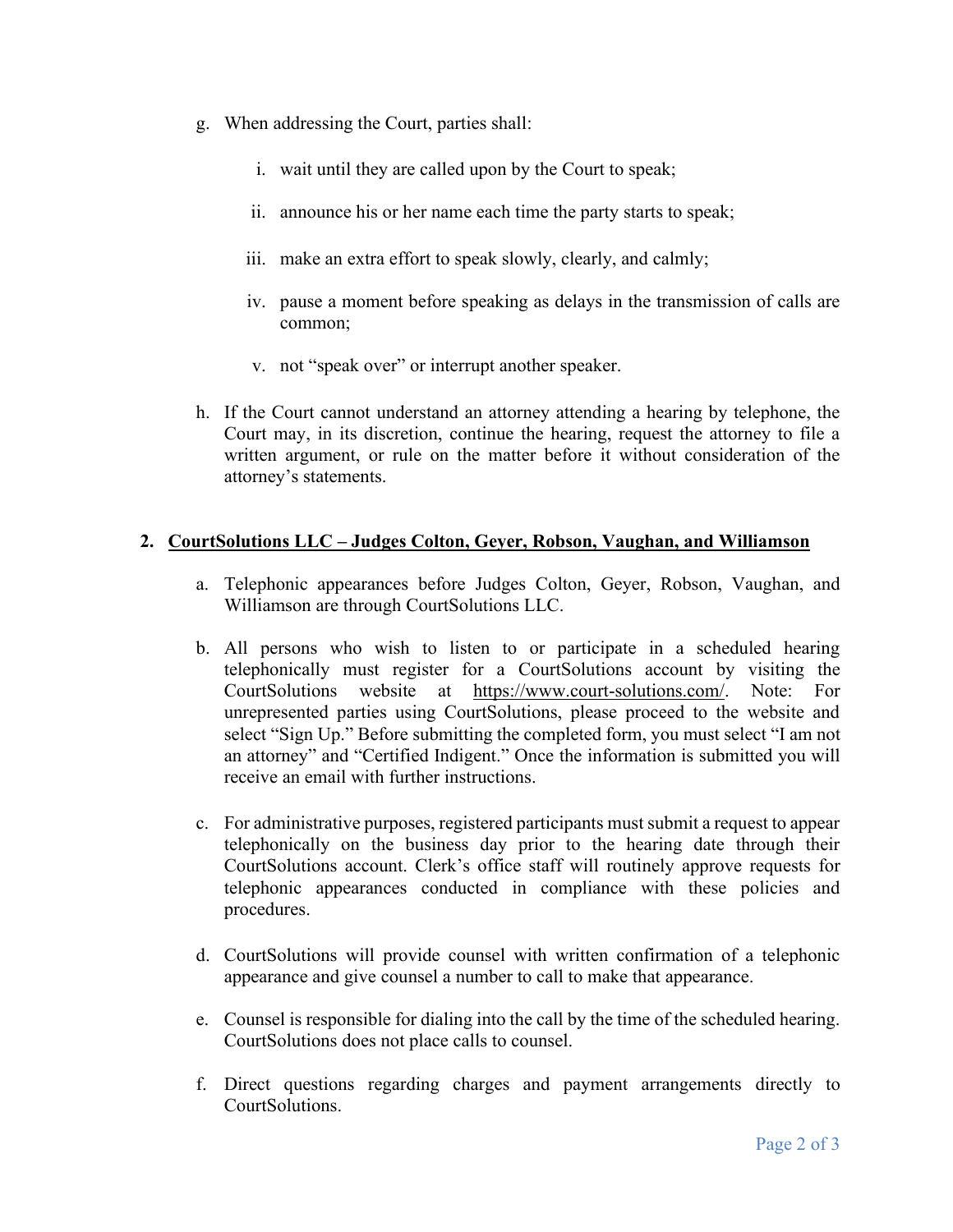g. When addressing the Court, parties shall:

   i. wait until they are called upon by the Court to speak;

   ii. announce his or her name each time the party starts to speak;

   iii. make an extra effort to speak slowly, clearly, and calmly;

   iv. pause a moment before speaking as delays in the transmission of calls are common;

   v. not “speak over” or interrupt another speaker.

h. If the Court cannot understand an attorney attending a hearing by telephone, the Court may, in its discretion, continue the hearing, request the attorney to file a written argument, or rule on the matter before it without consideration of the attorney’s statements.

## 2. <u>CourtSolutions LLC – Judges Colton, Geyer, Robson, Vaughan, and Williamson</u>

a. Telephonic appearances before Judges Colton, Geyer, Robson, Vaughan, and Williamson are through CourtSolutions LLC.

b. All persons who wish to listen to or participate in a scheduled hearing telephonically must register for a CourtSolutions account by visiting the CourtSolutions website at https://www.court-solutions.com/. Note: For unrepresented parties using CourtSolutions, please proceed to the website and select “Sign Up.” Before submitting the completed form, you must select “I am not an attorney” and “Certified Indigent.” Once the information is submitted you will receive an email with further instructions.

c. For administrative purposes, registered participants must submit a request to appear telephonically on the business day prior to the hearing date through their CourtSolutions account. Clerk’s office staff will routinely approve requests for telephonic appearances conducted in compliance with these policies and procedures.

d. CourtSolutions will provide counsel with written confirmation of a telephonic appearance and give counsel a number to call to make that appearance.

e. Counsel is responsible for dialing into the call by the time of the scheduled hearing. CourtSolutions does not place calls to counsel.

f. Direct questions regarding charges and payment arrangements directly to CourtSolutions.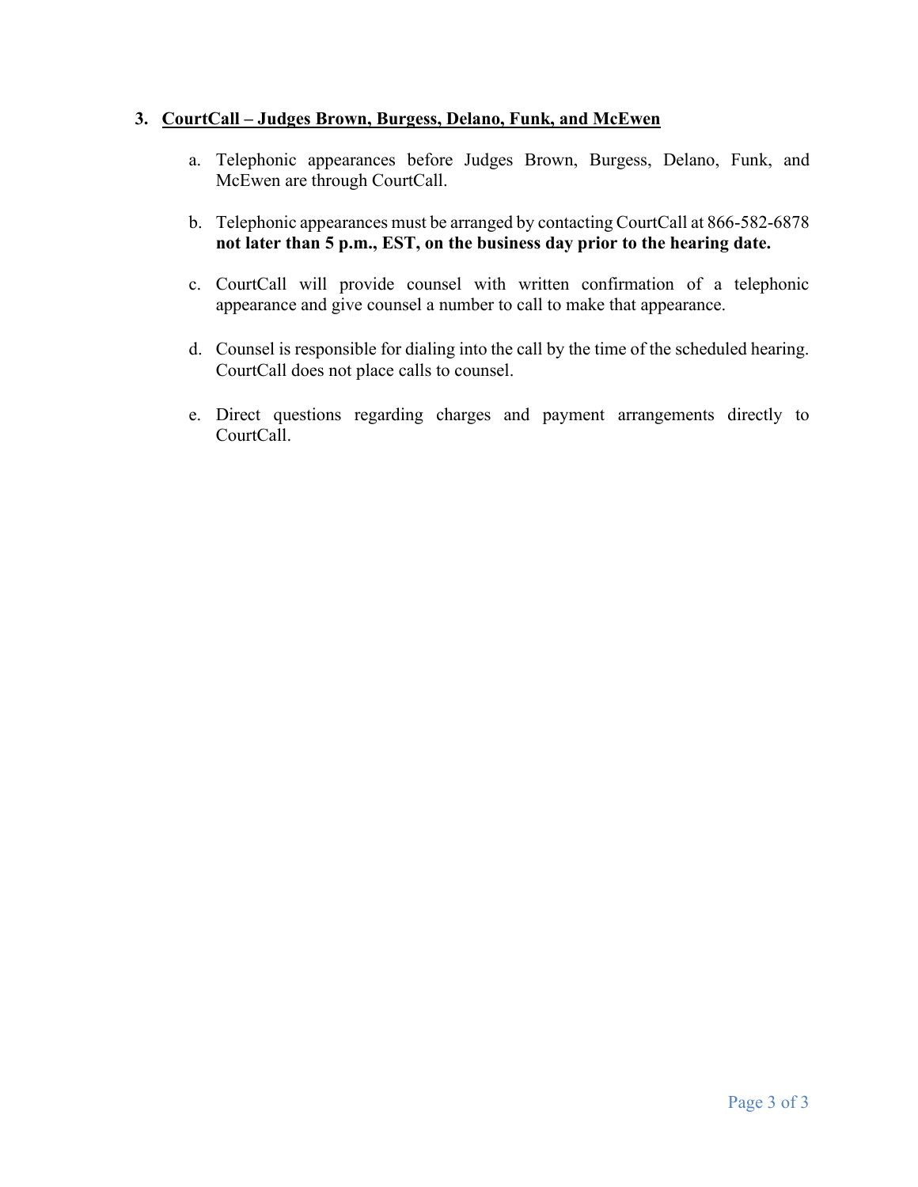### 3. CourtCall – Judges Brown, Burgess, Delano, Funk, and McEwen

a. Telephonic appearances before Judges Brown, Burgess, Delano, Funk, and McEwen are through CourtCall.

b. Telephonic appearances must be arranged by contacting CourtCall at 866-582-6878 **not later than 5 p.m., EST, on the business day prior to the hearing date.**

c. CourtCall will provide counsel with written confirmation of a telephonic appearance and give counsel a number to call to make that appearance.

d. Counsel is responsible for dialing into the call by the time of the scheduled hearing. CourtCall does not place calls to counsel.

e. Direct questions regarding charges and payment arrangements directly to CourtCall.